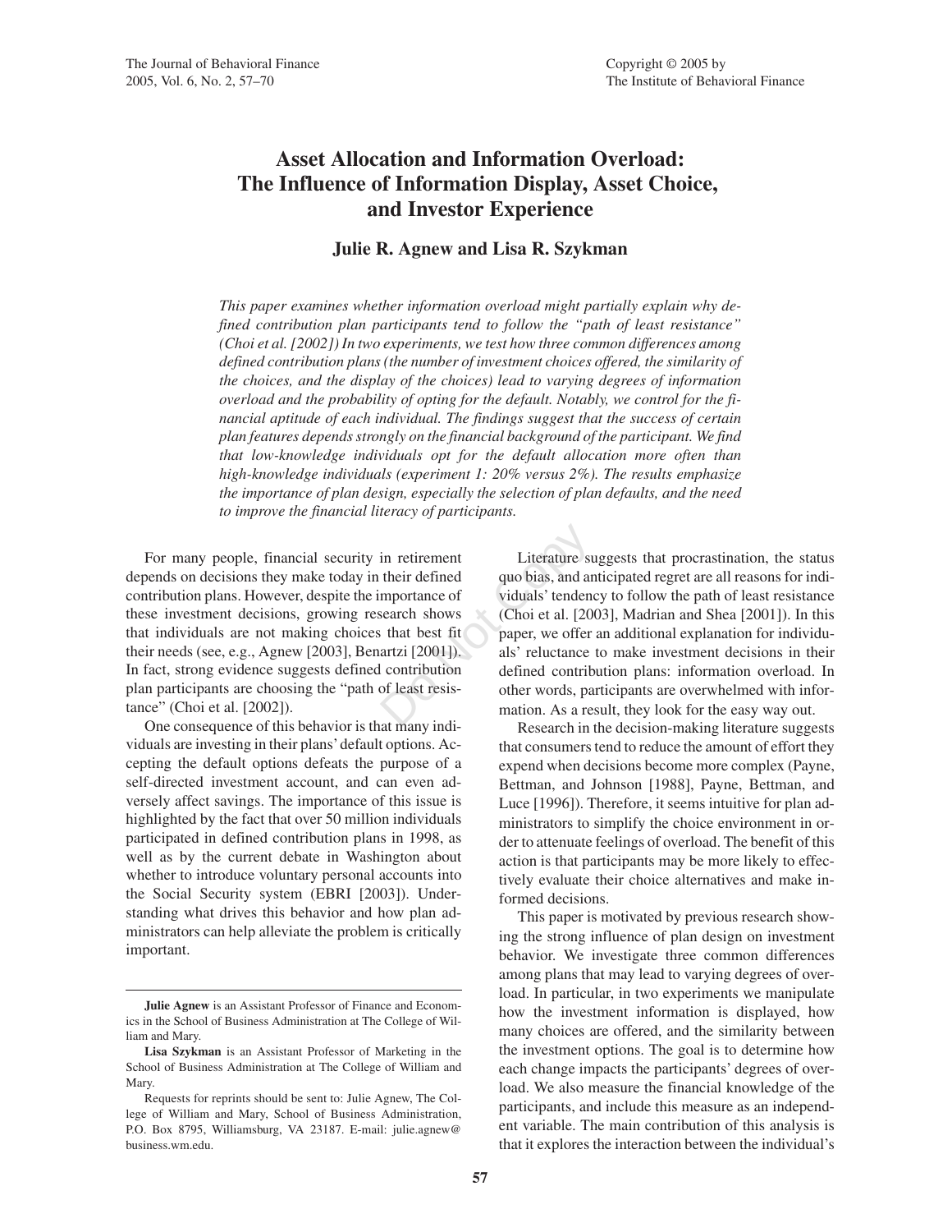# Asset Allocation and Information Overload: The Influence of Information Display, Asset Choice, and Investor Experience

**Julie R. Agnew and Lisa R. Szykman**

*This paper examines whether information overload might partially explain why defined contribution plan participants tend to follow the "path of least resistance" (Choi et al. [2002]) In two experiments, we test how three common differences among defined contribution plans (the number of investment choices offered, the similarity of the choices, and the display of the choices) lead to varying degrees of information overload and the probability of opting for the default. Notably, we control for the financial aptitude of each individual. The findings suggest that the success of certain plan features depends strongly on the financial background of the participant. We find that low-knowledge individuals opt for the default allocation more often than high-knowledge individuals (experiment 1: 20% versus 2%). The results emphasize the importance of plan design, especially the selection of plan defaults, and the need to improve the financial literacy of participants.*

For many people, financial security in retirement depends on decisions they make today in their defined contribution plans. However, despite the importance of these investment decisions, growing research shows that individuals are not making choices that best fit their needs (see, e.g., Agnew [2003], Benartzi [2001]). In fact, strong evidence suggests defined contribution plan participants are choosing the "path of least resistance" (Choi et al. [2002]).

One consequence of this behavior is that many individuals are investing in their plans' default options. Accepting the default options defeats the purpose of a self-directed investment account, and can even adversely affect savings. The importance of this issue is highlighted by the fact that over 50 million individuals participated in defined contribution plans in 1998, as well as by the current debate in Washington about whether to introduce voluntary personal accounts into the Social Security system (EBRI [2003]). Understanding what drives this behavior and how plan administrators can help alleviate the problem is critically important.

Literature suggests that procrastination, the status quo bias, and anticipated regret are all reasons for individuals' tendency to follow the path of least resistance (Choi et al. [2003], Madrian and Shea [2001]). In this paper, we offer an additional explanation for individuals' reluctance to make investment decisions in their defined contribution plans: information overload. In other words, participants are overwhelmed with information. As a result, they look for the easy way out.

Research in the decision-making literature suggests that consumers tend to reduce the amount of effort they expend when decisions become more complex (Payne, Bettman, and Johnson [1988], Payne, Bettman, and Luce [1996]). Therefore, it seems intuitive for plan administrators to simplify the choice environment in order to attenuate feelings of overload. The benefit of this action is that participants may be more likely to effectively evaluate their choice alternatives and make informed decisions.

This paper is motivated by previous research showing the strong influence of plan design on investment behavior. We investigate three common differences among plans that may lead to varying degrees of overload. In particular, in two experiments we manipulate how the investment information is displayed, how many choices are offered, and the similarity between the investment options. The goal is to determine how each change impacts the participants' degrees of overload. We also measure the financial knowledge of the participants, and include this measure as an independent variable. The main contribution of this analysis is that it explores the interaction between the individual's

---

**Julie Agnew** is an Assistant Professor of Finance and Economics in the School of Business Administration at The College of William and Mary.

**Lisa Szykman** is an Assistant Professor of Marketing in the School of Business Administration at The College of William and Mary.

Requests for reprints should be sent to: Julie Agnew, The College of William and Mary, School of Business Administration, P.O. Box 8795, Williamsburg, VA 23187. E-mail: julie.agnew@business.wm.edu.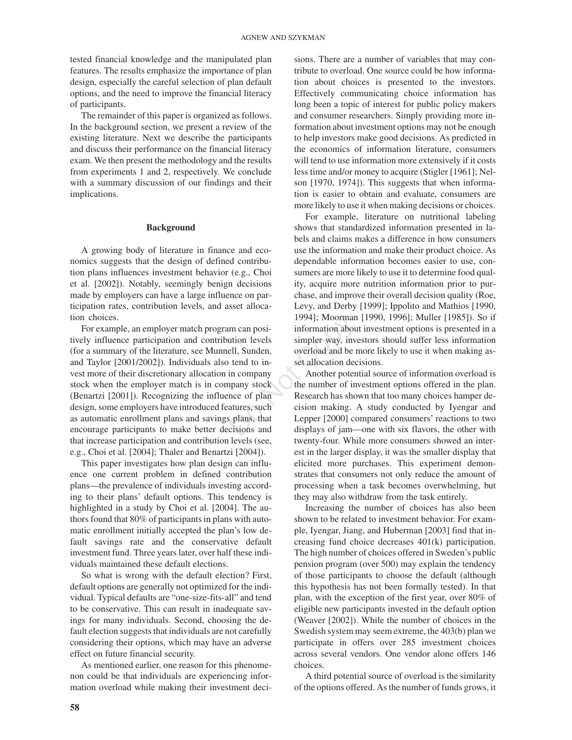tested financial knowledge and the manipulated plan features. The results emphasize the importance of plan design, especially the careful selection of plan default options, and the need to improve the financial literacy of participants.

The remainder of this paper is organized as follows. In the background section, we present a review of the existing literature. Next we describe the participants and discuss their performance on the financial literacy exam. We then present the methodology and the results from experiments 1 and 2, respectively. We conclude with a summary discussion of our findings and their implications.

## Background

A growing body of literature in finance and economics suggests that the design of defined contribution plans influences investment behavior (e.g., Choi et al. [2002]). Notably, seemingly benign decisions made by employers can have a large influence on participation rates, contribution levels, and asset allocation choices.

For example, an employer match program can positively influence participation and contribution levels (for a summary of the literature, see Munnell, Sunden, and Taylor [2001/2002]). Individuals also tend to invest more of their discretionary allocation in company stock when the employer match is in company stock (Benartzi [2001]). Recognizing the influence of plan design, some employers have introduced features, such as automatic enrollment plans and savings plans, that encourage participants to make better decisions and that increase participation and contribution levels (see, e.g., Choi et al. [2004]; Thaler and Benartzi [2004]).

This paper investigates how plan design can influence one current problem in defined contribution plans—the prevalence of individuals investing according to their plans' default options. This tendency is highlighted in a study by Choi et al. [2004]. The authors found that 80% of participants in plans with automatic enrollment initially accepted the plan's low default savings rate and the conservative default investment fund. Three years later, over half these individuals maintained these default elections.

So what is wrong with the default election? First, default options are generally not optimized for the individual. Typical defaults are "one-size-fits-all" and tend to be conservative. This can result in inadequate savings for many individuals. Second, choosing the default election suggests that individuals are not carefully considering their options, which may have an adverse effect on future financial security.

As mentioned earlier, one reason for this phenomenon could be that individuals are experiencing information overload while making their investment decisions. There are a number of variables that may contribute to overload. One source could be how information about choices is presented to the investors. Effectively communicating choice information has long been a topic of interest for public policy makers and consumer researchers. Simply providing more information about investment options may not be enough to help investors make good decisions. As predicted in the economics of information literature, consumers will tend to use information more extensively if it costs less time and/or money to acquire (Stigler [1961]; Nelson [1970, 1974]). This suggests that when information is easier to obtain and evaluate, consumers are more likely to use it when making decisions or choices.

For example, literature on nutritional labeling shows that standardized information presented in labels and claims makes a difference in how consumers use the information and make their product choice. As dependable information becomes easier to use, consumers are more likely to use it to determine food quality, acquire more nutrition information prior to purchase, and improve their overall decision quality (Roe, Levy, and Derby [1999]; Ippolito and Mathios [1990, 1994]; Moorman [1990, 1996]; Muller [1985]). So if information about investment options is presented in a simpler way, investors should suffer less information overload and be more likely to use it when making asset allocation decisions.

Another potential source of information overload is the number of investment options offered in the plan. Research has shown that too many choices hamper decision making. A study conducted by Iyengar and Lepper [2000] compared consumers' reactions to two displays of jam—one with six flavors, the other with twenty-four. While more consumers showed an interest in the larger display, it was the smaller display that elicited more purchases. This experiment demonstrates that consumers not only reduce the amount of processing when a task becomes overwhelming, but they may also withdraw from the task entirely.

Increasing the number of choices has also been shown to be related to investment behavior. For example, Iyengar, Jiang, and Huberman [2003] find that increasing fund choice decreases 401(k) participation. The high number of choices offered in Sweden's public pension program (over 500) may explain the tendency of those participants to choose the default (although this hypothesis has not been formally tested). In that plan, with the exception of the first year, over 80% of eligible new participants invested in the default option (Weaver [2002]). While the number of choices in the Swedish system may seem extreme, the 403(b) plan we participate in offers over 285 investment choices across several vendors. One vendor alone offers 146 choices.

A third potential source of overload is the similarity of the options offered. As the number of funds grows, it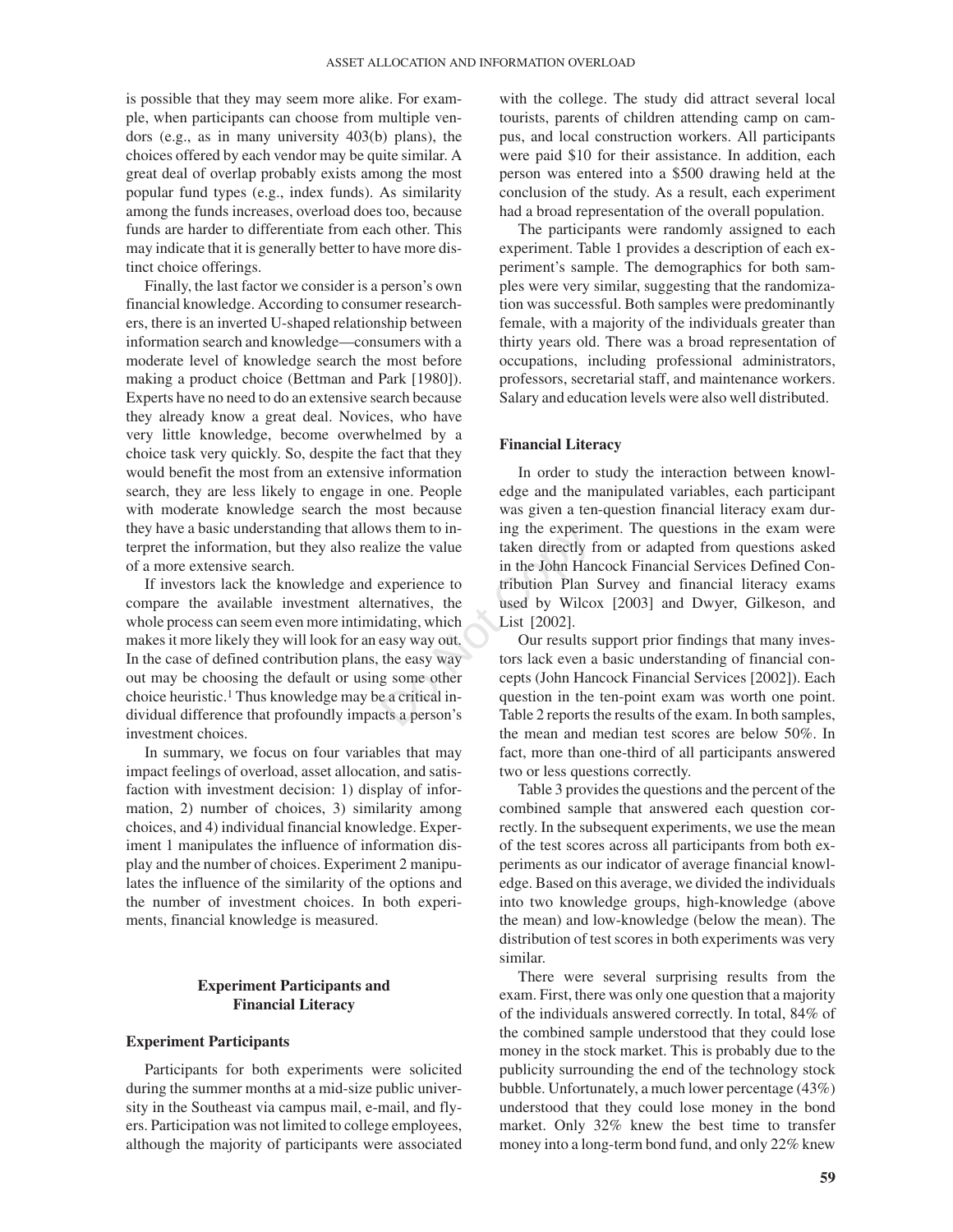is possible that they may seem more alike. For example, when participants can choose from multiple vendors (e.g., as in many university 403(b) plans), the choices offered by each vendor may be quite similar. A great deal of overlap probably exists among the most popular fund types (e.g., index funds). As similarity among the funds increases, overload does too, because funds are harder to differentiate from each other. This may indicate that it is generally better to have more distinct choice offerings.

Finally, the last factor we consider is a person's own financial knowledge. According to consumer researchers, there is an inverted U-shaped relationship between information search and knowledge—consumers with a moderate level of knowledge search the most before making a product choice (Bettman and Park [1980]). Experts have no need to do an extensive search because they already know a great deal. Novices, who have very little knowledge, become overwhelmed by a choice task very quickly. So, despite the fact that they would benefit the most from an extensive information search, they are less likely to engage in one. People with moderate knowledge search the most because they have a basic understanding that allows them to interpret the information, but they also realize the value of a more extensive search.

If investors lack the knowledge and experience to compare the available investment alternatives, the whole process can seem even more intimidating, which makes it more likely they will look for an easy way out. In the case of defined contribution plans, the easy way out may be choosing the default or using some other choice heuristic.[1] Thus knowledge may be a critical individual difference that profoundly impacts a person's investment choices.

In summary, we focus on four variables that may impact feelings of overload, asset allocation, and satisfaction with investment decision: 1) display of information, 2) number of choices, 3) similarity among choices, and 4) individual financial knowledge. Experiment 1 manipulates the influence of information display and the number of choices. Experiment 2 manipulates the influence of the similarity of the options and the number of investment choices. In both experiments, financial knowledge is measured.

## Experiment Participants and Financial Literacy

### Experiment Participants

Participants for both experiments were solicited during the summer months at a mid-size public university in the Southeast via campus mail, e-mail, and flyers. Participation was not limited to college employees, although the majority of participants were associated with the college. The study did attract several local tourists, parents of children attending camp on campus, and local construction workers. All participants were paid $10 for their assistance. In addition, each person was entered into a $500 drawing held at the conclusion of the study. As a result, each experiment had a broad representation of the overall population.

The participants were randomly assigned to each experiment. Table 1 provides a description of each experiment's sample. The demographics for both samples were very similar, suggesting that the randomization was successful. Both samples were predominantly female, with a majority of the individuals greater than thirty years old. There was a broad representation of occupations, including professional administrators, professors, secretarial staff, and maintenance workers. Salary and education levels were also well distributed.

### Financial Literacy

In order to study the interaction between knowledge and the manipulated variables, each participant was given a ten-question financial literacy exam during the experiment. The questions in the exam were taken directly from or adapted from questions asked in the John Hancock Financial Services Defined Contribution Plan Survey and financial literacy exams used by Wilcox [2003] and Dwyer, Gilkeson, and List [2002].

Our results support prior findings that many investors lack even a basic understanding of financial concepts (John Hancock Financial Services [2002]). Each question in the ten-point exam was worth one point. Table 2 reports the results of the exam. In both samples, the mean and median test scores are below 50%. In fact, more than one-third of all participants answered two or less questions correctly.

Table 3 provides the questions and the percent of the combined sample that answered each question correctly. In the subsequent experiments, we use the mean of the test scores across all participants from both experiments as our indicator of average financial knowledge. Based on this average, we divided the individuals into two knowledge groups, high-knowledge (above the mean) and low-knowledge (below the mean). The distribution of test scores in both experiments was very similar.

There were several surprising results from the exam. First, there was only one question that a majority of the individuals answered correctly. In total, 84% of the combined sample understood that they could lose money in the stock market. This is probably due to the publicity surrounding the end of the technology stock bubble. Unfortunately, a much lower percentage (43%) understood that they could lose money in the bond market. Only 32% knew the best time to transfer money into a long-term bond fund, and only 22% knew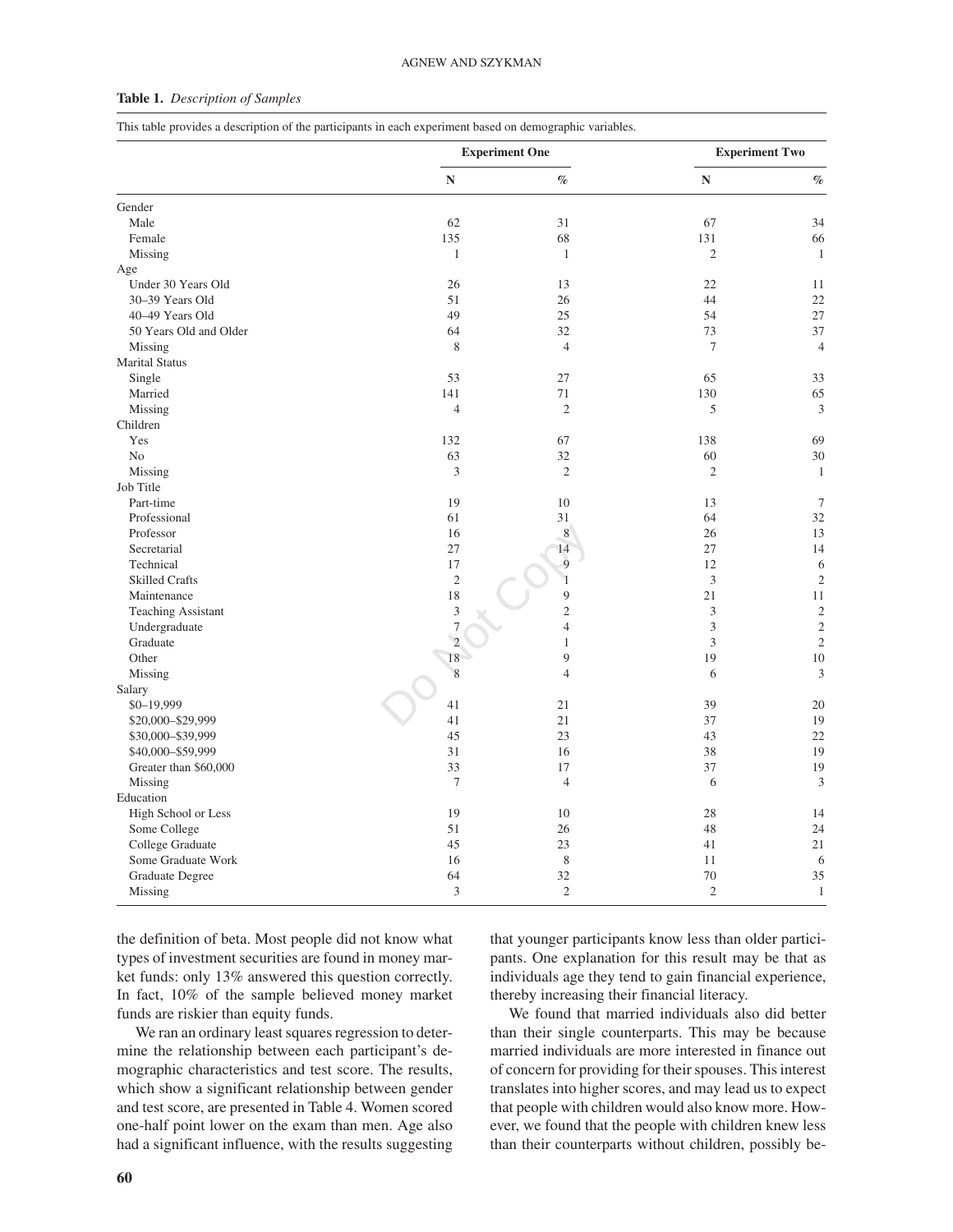**Table 1.** *Description of Samples*

This table provides a description of the participants in each experiment based on demographic variables.

| | Experiment One | | Experiment Two | |
|---|---|---|---|---|
| | N | % | N | % |
| Gender | | | | |
| Male | 62 | 31 | 67 | 34 |
| Female | 135 | 68 | 131 | 66 |
| Missing | 1 | 1 | 2 | 1 |
| Age | | | | |
| Under 30 Years Old | 26 | 13 | 22 | 11 |
| 30–39 Years Old | 51 | 26 | 44 | 22 |
| 40–49 Years Old | 49 | 25 | 54 | 27 |
| 50 Years Old and Older | 64 | 32 | 73 | 37 |
| Missing | 8 | 4 | 7 | 4 |
| Marital Status | | | | |
| Single | 53 | 27 | 65 | 33 |
| Married | 141 | 71 | 130 | 65 |
| Missing | 4 | 2 | 5 | 3 |
| Children | | | | |
| Yes | 132 | 67 | 138 | 69 |
| No | 63 | 32 | 60 | 30 |
| Missing | 3 | 2 | 2 | 1 |
| Job Title | | | | |
| Part-time | 19 | 10 | 13 | 7 |
| Professional | 61 | 31 | 64 | 32 |
| Professor | 16 | 8 | 26 | 13 |
| Secretarial | 27 | 14 | 27 | 14 |
| Technical | 17 | 9 | 12 | 6 |
| Skilled Crafts | 2 | 1 | 3 | 2 |
| Maintenance | 18 | 9 | 21 | 11 |
| Teaching Assistant | 3 | 2 | 3 | 2 |
| Undergraduate | 7 | 4 | 3 | 2 |
| Graduate | 2 | 1 | 3 | 2 |
| Other | 18 | 9 | 19 | 10 |
| Missing | 8 | 4 | 6 | 3 |
| Salary | | | | |
| $0–19,999 | 41 | 21 | 39 | 20 |
| $20,000–$29,999 | 41 | 21 | 37 | 19 |
| $30,000–$39,999 | 45 | 23 | 43 | 22 |
| $40,000–$59,999 | 31 | 16 | 38 | 19 |
| Greater than $60,000 | 33 | 17 | 37 | 19 |
| Missing | 7 | 4 | 6 | 3 |
| Education | | | | |
| High School or Less | 19 | 10 | 28 | 14 |
| Some College | 51 | 26 | 48 | 24 |
| College Graduate | 45 | 23 | 41 | 21 |
| Some Graduate Work | 16 | 8 | 11 | 6 |
| Graduate Degree | 64 | 32 | 70 | 35 |
| Missing | 3 | 2 | 2 | 1 |

the definition of beta. Most people did not know what types of investment securities are found in money market funds: only 13% answered this question correctly. In fact, 10% of the sample believed money market funds are riskier than equity funds.

We ran an ordinary least squares regression to determine the relationship between each participant's demographic characteristics and test score. The results, which show a significant relationship between gender and test score, are presented in Table 4. Women scored one-half point lower on the exam than men. Age also had a significant influence, with the results suggesting that younger participants know less than older participants. One explanation for this result may be that as individuals age they tend to gain financial experience, thereby increasing their financial literacy.

We found that married individuals also did better than their single counterparts. This may be because married individuals are more interested in finance out of concern for providing for their spouses. This interest translates into higher scores, and may lead us to expect that people with children would also know more. However, we found that the people with children knew less than their counterparts without children, possibly be-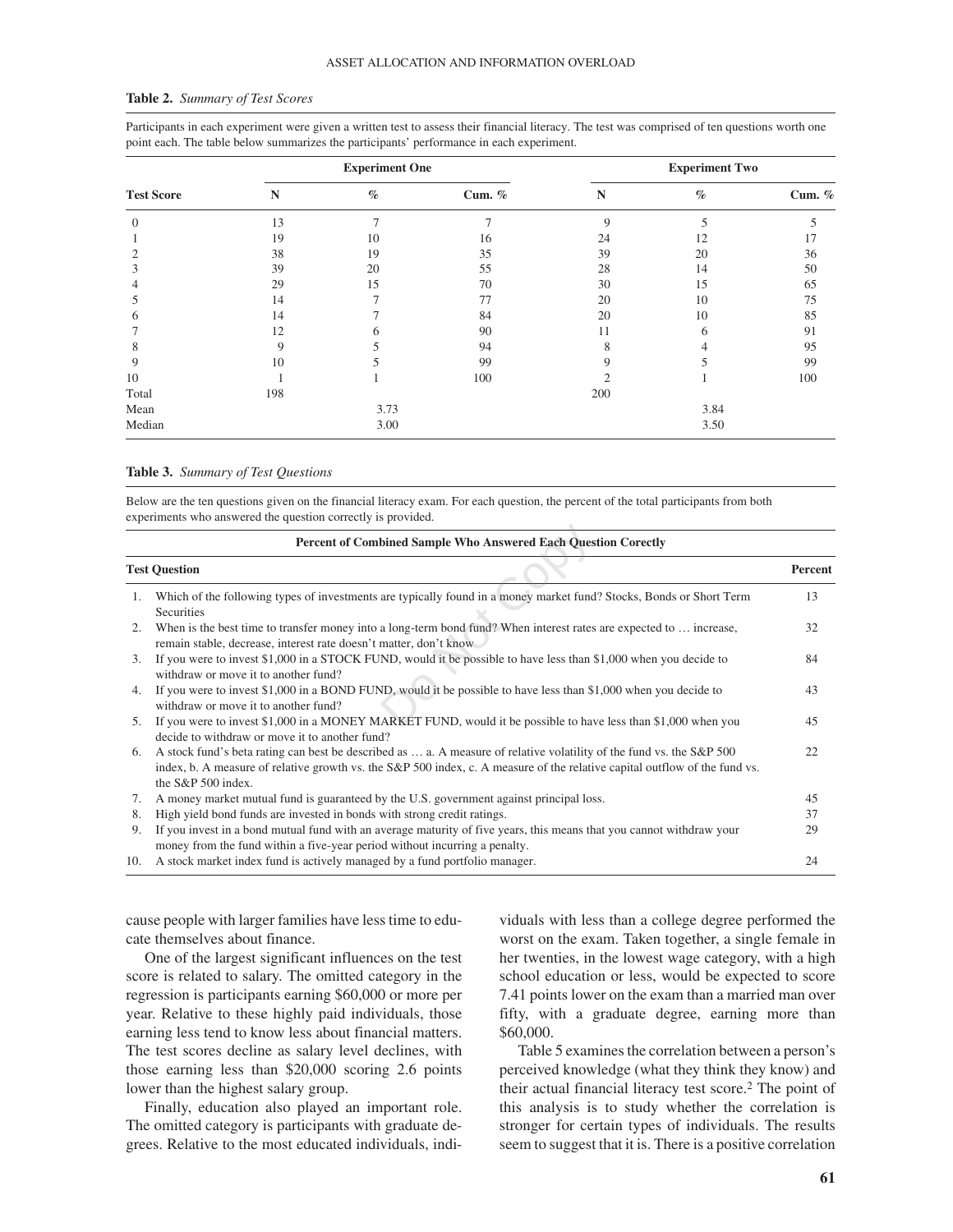**Table 2.** *Summary of Test Scores*

Participants in each experiment were given a written test to assess their financial literacy. The test was comprised of ten questions worth one point each. The table below summarizes the participants' performance in each experiment.

| Test Score | Experiment One | | | Experiment Two | | |
|---|---|---|---|---|---|---|
| | N | % | Cum. % | N | % | Cum. % |
| 0 | 13 | 7 | 7 | 9 | 5 | 5 |
| 1 | 19 | 10 | 16 | 24 | 12 | 17 |
| 2 | 38 | 19 | 35 | 39 | 20 | 36 |
| 3 | 39 | 20 | 55 | 28 | 14 | 50 |
| 4 | 29 | 15 | 70 | 30 | 15 | 65 |
| 5 | 14 | 7 | 77 | 20 | 10 | 75 |
| 6 | 14 | 7 | 84 | 20 | 10 | 85 |
| 7 | 12 | 6 | 90 | 11 | 6 | 91 |
| 8 | 9 | 5 | 94 | 8 | 4 | 95 |
| 9 | 10 | 5 | 99 | 9 | 5 | 99 |
| 10 | 1 | 1 | 100 | 2 | 1 | 100 |
| Total | 198 | | | 200 | | |
| Mean | | 3.73 | | | 3.84 | |
| Median | | 3.00 | | | 3.50 | |

**Table 3.** *Summary of Test Questions*

Below are the ten questions given on the financial literacy exam. For each question, the percent of the total participants from both experiments who answered the question correctly is provided.

| Percent of Combined Sample Who Answered Each Question Corectly | |
|---|---|
| **Test Question** | **Percent** |
| 1. Which of the following types of investments are typically found in a money market fund? Stocks, Bonds or Short Term Securities | 13 |
| 2. When is the best time to transfer money into a long-term bond fund? When interest rates are expected to … increase, remain stable, decrease, interest rate doesn't matter, don't know | 32 |
| 3. If you were to invest $1,000 in a STOCK FUND, would it be possible to have less than $1,000 when you decide to withdraw or move it to another fund? | 84 |
| 4. If you were to invest $1,000 in a BOND FUND, would it be possible to have less than $1,000 when you decide to withdraw or move it to another fund? | 43 |
| 5. If you were to invest $1,000 in a MONEY MARKET FUND, would it be possible to have less than $1,000 when you decide to withdraw or move it to another fund? | 45 |
| 6. A stock fund's beta rating can best be described as … a. A measure of relative volatility of the fund vs. the S&P 500 index, b. A measure of relative growth vs. the S&P 500 index, c. A measure of the relative capital outflow of the fund vs. the S&P 500 index. | 22 |
| 7. A money market mutual fund is guaranteed by the U.S. government against principal loss. | 45 |
| 8. High yield bond funds are invested in bonds with strong credit ratings. | 37 |
| 9. If you invest in a bond mutual fund with an average maturity of five years, this means that you cannot withdraw your money from the fund within a five-year period without incurring a penalty. | 29 |
| 10. A stock market index fund is actively managed by a fund portfolio manager. | 24 |

cause people with larger families have less time to educate themselves about finance.

One of the largest significant influences on the test score is related to salary. The omitted category in the regression is participants earning $60,000 or more per year. Relative to these highly paid individuals, those earning less tend to know less about financial matters. The test scores decline as salary level declines, with those earning less than $20,000 scoring 2.6 points lower than the highest salary group.

Finally, education also played an important role. The omitted category is participants with graduate degrees. Relative to the most educated individuals, individuals with less than a college degree performed the worst on the exam. Taken together, a single female in her twenties, in the lowest wage category, with a high school education or less, would be expected to score 7.41 points lower on the exam than a married man over fifty, with a graduate degree, earning more than $60,000.

Table 5 examines the correlation between a person's perceived knowledge (what they think they know) and their actual financial literacy test score.[2] The point of this analysis is to study whether the correlation is stronger for certain types of individuals. The results seem to suggest that it is. There is a positive correlation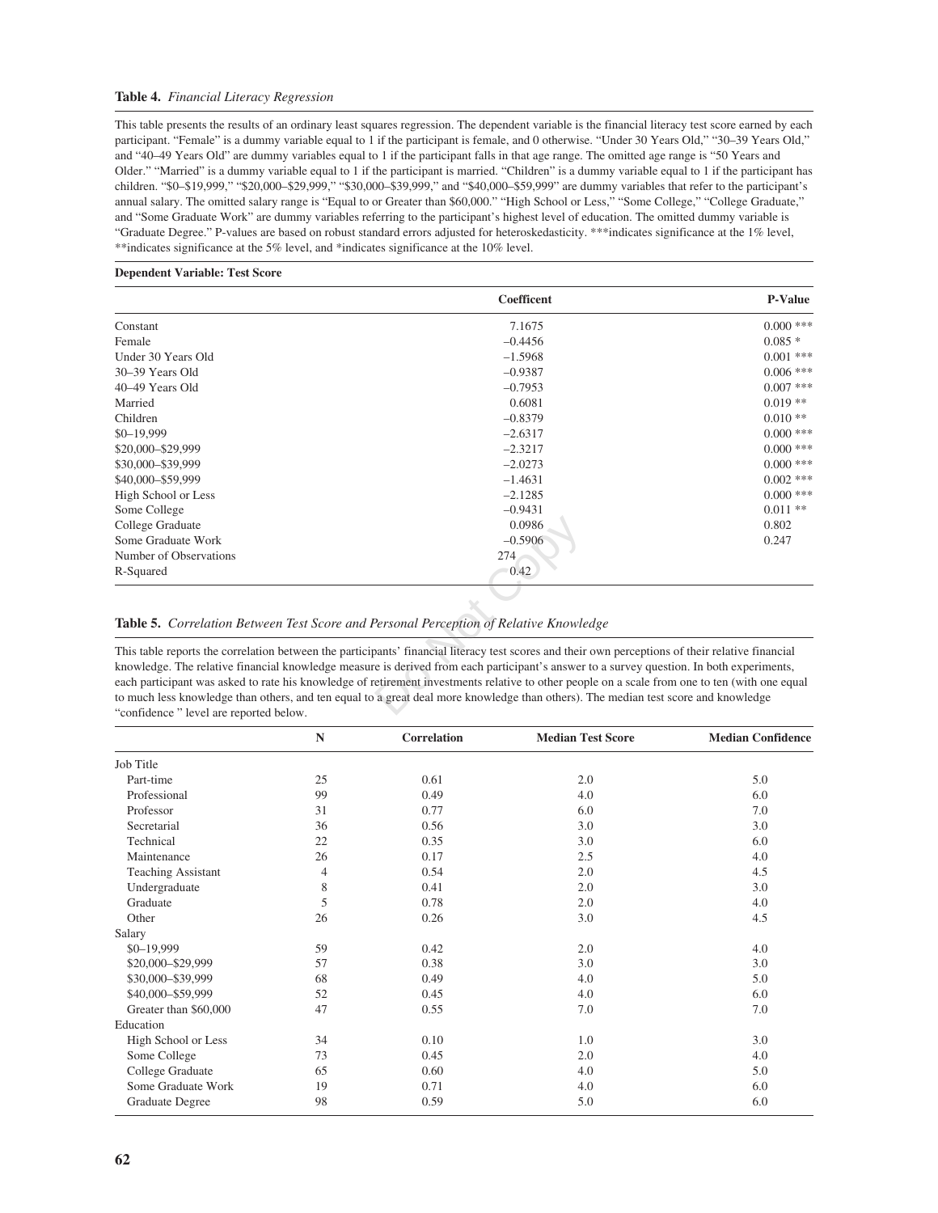**Table 4.** *Financial Literacy Regression*

This table presents the results of an ordinary least squares regression. The dependent variable is the financial literacy test score earned by each participant. "Female" is a dummy variable equal to 1 if the participant is female, and 0 otherwise. "Under 30 Years Old," "30–39 Years Old," and "40–49 Years Old" are dummy variables equal to 1 if the participant falls in that age range. The omitted age range is "50 Years and Older." "Married" is a dummy variable equal to 1 if the participant is married. "Children" is a dummy variable equal to 1 if the participant has children. "$0–$19,999," "$20,000–$29,999," "$30,000–$39,999," and "$40,000–$59,999" are dummy variables that refer to the participant's annual salary. The omitted salary range is "Equal to or Greater than $60,000." "High School or Less," "Some College," "College Graduate," and "Some Graduate Work" are dummy variables referring to the participant's highest level of education. The omitted dummy variable is "Graduate Degree." P-values are based on robust standard errors adjusted for heteroskedasticity. ***indicates significance at the 1% level, **indicates significance at the 5% level, and *indicates significance at the 10% level.

**Dependent Variable: Test Score**

| | Coefficent | P-Value |
|---|---|---|
| Constant | 7.1675 | 0.000 *** |
| Female | –0.4456 | 0.085 * |
| Under 30 Years Old | –1.5968 | 0.001 *** |
| 30–39 Years Old | –0.9387 | 0.006 *** |
| 40–49 Years Old | –0.7953 | 0.007 *** |
| Married | 0.6081 | 0.019 ** |
| Children | –0.8379 | 0.010 ** |
| $0–19,999 | –2.6317 | 0.000 *** |
| $20,000–$29,999 | –2.3217 | 0.000 *** |
| $30,000–$39,999 | –2.0273 | 0.000 *** |
| $40,000–$59,999 | –1.4631 | 0.002 *** |
| High School or Less | –2.1285 | 0.000 *** |
| Some College | –0.9431 | 0.011 ** |
| College Graduate | 0.0986 | 0.802 |
| Some Graduate Work | –0.5906 | 0.247 |
| Number of Observations | 274 | |
| R-Squared | 0.42 | |

**Table 5.** *Correlation Between Test Score and Personal Perception of Relative Knowledge*

This table reports the correlation between the participants' financial literacy test scores and their own perceptions of their relative financial knowledge. The relative financial knowledge measure is derived from each participant's answer to a survey question. In both experiments, each participant was asked to rate his knowledge of retirement investments relative to other people on a scale from one to ten (with one equal to much less knowledge than others, and ten equal to a great deal more knowledge than others). The median test score and knowledge "confidence " level are reported below.

| | N | Correlation | Median Test Score | Median Confidence |
|---|---|---|---|---|
| Job Title | | | | |
| Part-time | 25 | 0.61 | 2.0 | 5.0 |
| Professional | 99 | 0.49 | 4.0 | 6.0 |
| Professor | 31 | 0.77 | 6.0 | 7.0 |
| Secretarial | 36 | 0.56 | 3.0 | 3.0 |
| Technical | 22 | 0.35 | 3.0 | 6.0 |
| Maintenance | 26 | 0.17 | 2.5 | 4.0 |
| Teaching Assistant | 4 | 0.54 | 2.0 | 4.5 |
| Undergraduate | 8 | 0.41 | 2.0 | 3.0 |
| Graduate | 5 | 0.78 | 2.0 | 4.0 |
| Other | 26 | 0.26 | 3.0 | 4.5 |
| Salary | | | | |
| $0–19,999 | 59 | 0.42 | 2.0 | 4.0 |
| $20,000–$29,999 | 57 | 0.38 | 3.0 | 3.0 |
| $30,000–$39,999 | 68 | 0.49 | 4.0 | 5.0 |
| $40,000–$59,999 | 52 | 0.45 | 4.0 | 6.0 |
| Greater than $60,000 | 47 | 0.55 | 7.0 | 7.0 |
| Education | | | | |
| High School or Less | 34 | 0.10 | 1.0 | 3.0 |
| Some College | 73 | 0.45 | 2.0 | 4.0 |
| College Graduate | 65 | 0.60 | 4.0 | 5.0 |
| Some Graduate Work | 19 | 0.71 | 4.0 | 6.0 |
| Graduate Degree | 98 | 0.59 | 5.0 | 6.0 |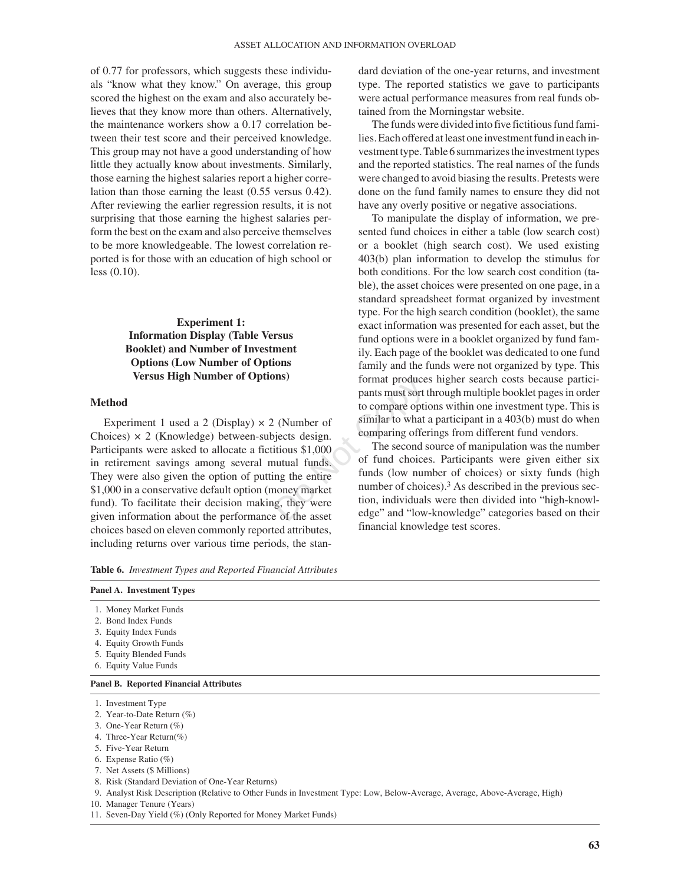of 0.77 for professors, which suggests these individuals "know what they know." On average, this group scored the highest on the exam and also accurately believes that they know more than others. Alternatively, the maintenance workers show a 0.17 correlation between their test score and their perceived knowledge. This group may not have a good understanding of how little they actually know about investments. Similarly, those earning the highest salaries report a higher correlation than those earning the least (0.55 versus 0.42). After reviewing the earlier regression results, it is not surprising that those earning the highest salaries perform the best on the exam and also perceive themselves to be more knowledgeable. The lowest correlation reported is for those with an education of high school or less (0.10).

## Experiment 1: Information Display (Table Versus Booklet) and Number of Investment Options (Low Number of Options Versus High Number of Options)

### Method

Experiment 1 used a 2 (Display) × 2 (Number of Choices) × 2 (Knowledge) between-subjects design. Participants were asked to allocate a fictitious $1,000 in retirement savings among several mutual funds. They were also given the option of putting the entire $1,000 in a conservative default option (money market fund). To facilitate their decision making, they were given information about the performance of the asset choices based on eleven commonly reported attributes, including returns over various time periods, the standard deviation of the one-year returns, and investment type. The reported statistics we gave to participants were actual performance measures from real funds obtained from the Morningstar website.

The funds were divided into five fictitious fund families. Each offered at least one investment fund in each investment type. Table 6 summarizes the investment types and the reported statistics. The real names of the funds were changed to avoid biasing the results. Pretests were done on the fund family names to ensure they did not have any overly positive or negative associations.

To manipulate the display of information, we presented fund choices in either a table (low search cost) or a booklet (high search cost). We used existing 403(b) plan information to develop the stimulus for both conditions. For the low search cost condition (table), the asset choices were presented on one page, in a standard spreadsheet format organized by investment type. For the high search condition (booklet), the same exact information was presented for each asset, but the fund options were in a booklet organized by fund family. Each page of the booklet was dedicated to one fund family and the funds were not organized by type. This format produces higher search costs because participants must sort through multiple booklet pages in order to compare options within one investment type. This is similar to what a participant in a 403(b) must do when comparing offerings from different fund vendors.

The second source of manipulation was the number of fund choices. Participants were given either six funds (low number of choices) or sixty funds (high number of choices).[3] As described in the previous section, individuals were then divided into "high-knowledge" and "low-knowledge" categories based on their financial knowledge test scores.

**Table 6.** *Investment Types and Reported Financial Attributes*

**Panel A. Investment Types**

1. Money Market Funds
2. Bond Index Funds
3. Equity Index Funds
4. Equity Growth Funds
5. Equity Blended Funds
6. Equity Value Funds

**Panel B. Reported Financial Attributes**

1. Investment Type
2. Year-to-Date Return (%)
3. One-Year Return (%)
4. Three-Year Return(%)
5. Five-Year Return
6. Expense Ratio (%)
7. Net Assets ($ Millions)
8. Risk (Standard Deviation of One-Year Returns)
9. Analyst Risk Description (Relative to Other Funds in Investment Type: Low, Below-Average, Average, Above-Average, High)
10. Manager Tenure (Years)
11. Seven-Day Yield (%) (Only Reported for Money Market Funds)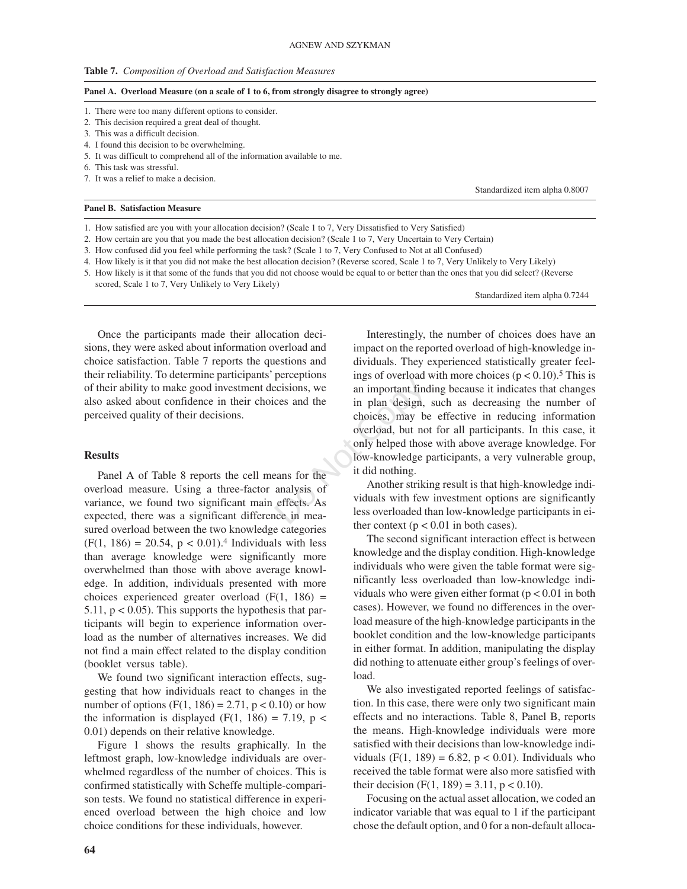**Table 7.** *Composition of Overload and Satisfaction Measures*

**Panel A. Overload Measure (on a scale of 1 to 6, from strongly disagree to strongly agree)**

1. There were too many different options to consider.
2. This decision required a great deal of thought.
3. This was a difficult decision.
4. I found this decision to be overwhelming.
5. It was difficult to comprehend all of the information available to me.
6. This task was stressful.
7. It was a relief to make a decision.

Standardized item alpha 0.8007

**Panel B. Satisfaction Measure**

1. How satisfied are you with your allocation decision? (Scale 1 to 7, Very Dissatisfied to Very Satisfied)
2. How certain are you that you made the best allocation decision? (Scale 1 to 7, Very Uncertain to Very Certain)
3. How confused did you feel while performing the task? (Scale 1 to 7, Very Confused to Not at all Confused)
4. How likely is it that you did not make the best allocation decision? (Reverse scored, Scale 1 to 7, Very Unlikely to Very Likely)
5. How likely is it that some of the funds that you did not choose would be equal to or better than the ones that you did select? (Reverse scored, Scale 1 to 7, Very Unlikely to Very Likely)

Standardized item alpha 0.7244

Once the participants made their allocation decisions, they were asked about information overload and choice satisfaction. Table 7 reports the questions and their reliability. To determine participants' perceptions of their ability to make good investment decisions, we also asked about confidence in their choices and the perceived quality of their decisions.

## Results

Panel A of Table 8 reports the cell means for the overload measure. Using a three-factor analysis of variance, we found two significant main effects. As expected, there was a significant difference in measured overload between the two knowledge categories ($F(1, 186) = 20.54$, $p < 0.01$).[4] Individuals with less than average knowledge were significantly more overwhelmed than those with above average knowledge. In addition, individuals presented with more choices experienced greater overload ($F(1, 186) = 5.11$, $p < 0.05$). This supports the hypothesis that participants will begin to experience information overload as the number of alternatives increases. We did not find a main effect related to the display condition (booklet versus table).

We found two significant interaction effects, suggesting that how individuals react to changes in the number of options ($F(1, 186) = 2.71$, $p < 0.10$) or how the information is displayed ($F(1, 186) = 7.19$, $p < 0.01$) depends on their relative knowledge.

Figure 1 shows the results graphically. In the leftmost graph, low-knowledge individuals are overwhelmed regardless of the number of choices. This is confirmed statistically with Scheffe multiple-comparison tests. We found no statistical difference in experienced overload between the high choice and low choice conditions for these individuals, however.

Interestingly, the number of choices does have an impact on the reported overload of high-knowledge individuals. They experienced statistically greater feelings of overload with more choices ($p < 0.10$).[5] This is an important finding because it indicates that changes in plan design, such as decreasing the number of choices, may be effective in reducing information overload, but not for all participants. In this case, it only helped those with above average knowledge. For low-knowledge participants, a very vulnerable group, it did nothing.

Another striking result is that high-knowledge individuals with few investment options are significantly less overloaded than low-knowledge participants in either context ($p < 0.01$ in both cases).

The second significant interaction effect is between knowledge and the display condition. High-knowledge individuals who were given the table format were significantly less overloaded than low-knowledge individuals who were given either format ($p < 0.01$ in both cases). However, we found no differences in the overload measure of the high-knowledge participants in the booklet condition and the low-knowledge participants in either format. In addition, manipulating the display did nothing to attenuate either group's feelings of overload.

We also investigated reported feelings of satisfaction. In this case, there were only two significant main effects and no interactions. Table 8, Panel B, reports the means. High-knowledge individuals were more satisfied with their decisions than low-knowledge individuals ($F(1, 189) = 6.82$, $p < 0.01$). Individuals who received the table format were also more satisfied with their decision ($F(1, 189) = 3.11$, $p < 0.10$).

Focusing on the actual asset allocation, we coded an indicator variable that was equal to 1 if the participant chose the default option, and 0 for a non-default alloca-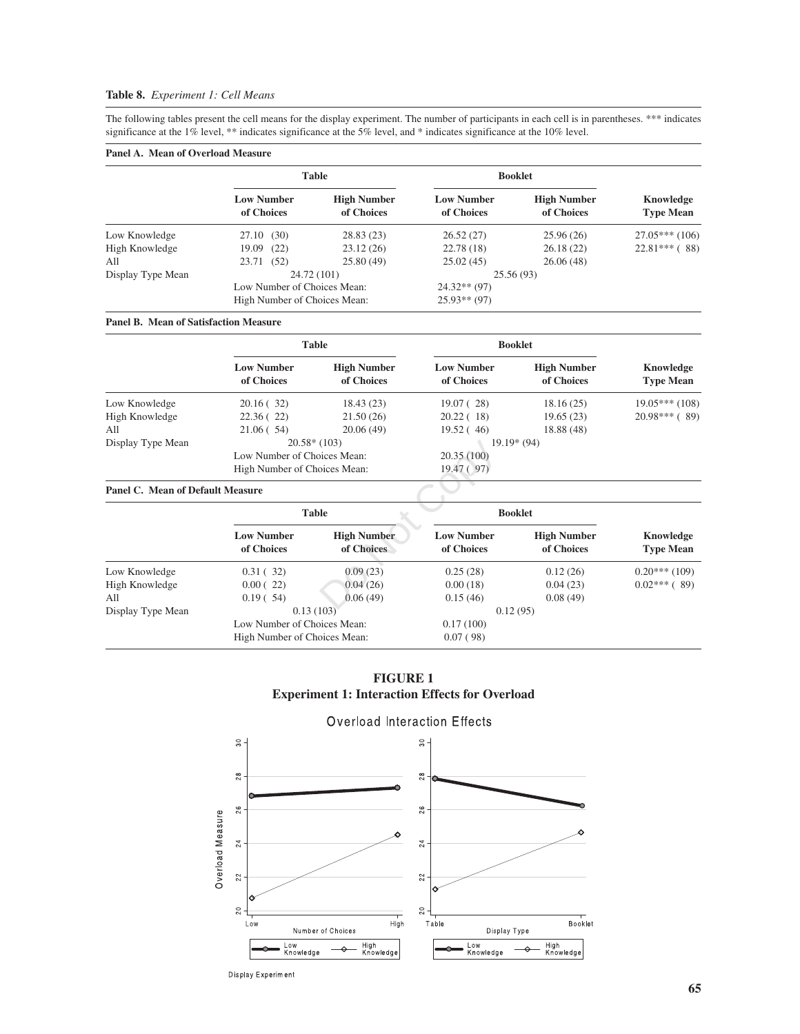**Table 8.** *Experiment 1: Cell Means*

The following tables present the cell means for the display experiment. The number of participants in each cell is in parentheses. *** indicates significance at the 1% level, ** indicates significance at the 5% level, and * indicates significance at the 10% level.

**Panel A. Mean of Overload Measure**

| | Table | | Booklet | | |
|---|---|---|---|---|---|
| | **Low Number of Choices** | **High Number of Choices** | **Low Number of Choices** | **High Number of Choices** | **Knowledge Type Mean** |
| Low Knowledge | 27.10 (30) | 28.83 (23) | 26.52 (27) | 25.96 (26) | 27.05*** (106) |
| High Knowledge | 19.09 (22) | 23.12 (26) | 22.78 (18) | 26.18 (22) | 22.81*** ( 88) |
| All | 23.71 (52) | 25.80 (49) | 25.02 (45) | 26.06 (48) | |
| Display Type Mean | 24.72 (101) | | 25.56 (93) | | |
| | Low Number of Choices Mean: | | 24.32** (97) | | |
| | High Number of Choices Mean: | | 25.93** (97) | | |

**Panel B. Mean of Satisfaction Measure**

| | Table | | Booklet | | |
|---|---|---|---|---|---|
| | **Low Number of Choices** | **High Number of Choices** | **Low Number of Choices** | **High Number of Choices** | **Knowledge Type Mean** |
| Low Knowledge | 20.16 ( 32) | 18.43 (23) | 19.07 ( 28) | 18.16 (25) | 19.05*** (108) |
| High Knowledge | 22.36 ( 22) | 21.50 (26) | 20.22 ( 18) | 19.65 (23) | 20.98*** ( 89) |
| All | 21.06 ( 54) | 20.06 (49) | 19.52 ( 46) | 18.88 (48) | |
| Display Type Mean | 20.58* (103) | | 19.19* (94) | | |
| | Low Number of Choices Mean: | | 20.35 (100) | | |
| | High Number of Choices Mean: | | 19.47 ( 97) | | |

**Panel C. Mean of Default Measure**

| | Table | | Booklet | | |
|---|---|---|---|---|---|
| | **Low Number of Choices** | **High Number of Choices** | **Low Number of Choices** | **High Number of Choices** | **Knowledge Type Mean** |
| Low Knowledge | 0.31 ( 32) | 0.09 (23) | 0.25 (28) | 0.12 (26) | 0.20*** (109) |
| High Knowledge | 0.00 ( 22) | 0.04 (26) | 0.00 (18) | 0.04 (23) | 0.02*** ( 89) |
| All | 0.19 ( 54) | 0.06 (49) | 0.15 (46) | 0.08 (49) | |
| Display Type Mean | 0.13 (103) | | 0.12 (95) | | |
| | Low Number of Choices Mean: | | 0.17 (100) | | |
| | High Number of Choices Mean: | | 0.07 ( 98) | | |

**FIGURE 1**
**Experiment 1: Interaction Effects for Overload**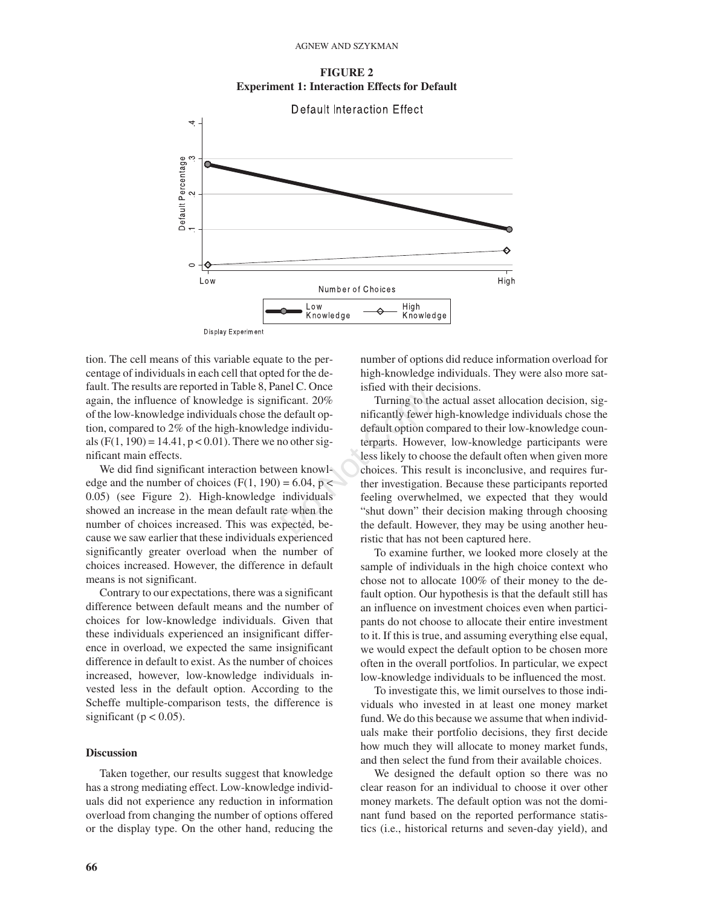**FIGURE 2**
**Experiment 1: Interaction Effects for Default**

tion. The cell means of this variable equate to the percentage of individuals in each cell that opted for the default. The results are reported in Table 8, Panel C. Once again, the influence of knowledge is significant. 20% of the low-knowledge individuals chose the default option, compared to 2% of the high-knowledge individuals ($F(1, 190) = 14.41$, $p < 0.01$). There we no other significant main effects.

We did find significant interaction between knowledge and the number of choices ($F(1, 190) = 6.04$, $p < 0.05$) (see Figure 2). High-knowledge individuals showed an increase in the mean default rate when the number of choices increased. This was expected, because we saw earlier that these individuals experienced significantly greater overload when the number of choices increased. However, the difference in default means is not significant.

Contrary to our expectations, there was a significant difference between default means and the number of choices for low-knowledge individuals. Given that these individuals experienced an insignificant difference in overload, we expected the same insignificant difference in default to exist. As the number of choices increased, however, low-knowledge individuals invested less in the default option. According to the Scheffe multiple-comparison tests, the difference is significant ($p < 0.05$).

## Discussion

Taken together, our results suggest that knowledge has a strong mediating effect. Low-knowledge individuals did not experience any reduction in information overload from changing the number of options offered or the display type. On the other hand, reducing the number of options did reduce information overload for high-knowledge individuals. They were also more satisfied with their decisions.

Turning to the actual asset allocation decision, significantly fewer high-knowledge individuals chose the default option compared to their low-knowledge counterparts. However, low-knowledge participants were less likely to choose the default often when given more choices. This result is inconclusive, and requires further investigation. Because these participants reported feeling overwhelmed, we expected that they would "shut down" their decision making through choosing the default. However, they may be using another heuristic that has not been captured here.

To examine further, we looked more closely at the sample of individuals in the high choice context who chose not to allocate 100% of their money to the default option. Our hypothesis is that the default still has an influence on investment choices even when participants do not choose to allocate their entire investment to it. If this is true, and assuming everything else equal, we would expect the default option to be chosen more often in the overall portfolios. In particular, we expect low-knowledge individuals to be influenced the most.

To investigate this, we limit ourselves to those individuals who invested in at least one money market fund. We do this because we assume that when individuals make their portfolio decisions, they first decide how much they will allocate to money market funds, and then select the fund from their available choices.

We designed the default option so there was no clear reason for an individual to choose it over other money markets. The default option was not the dominant fund based on the reported performance statistics (i.e., historical returns and seven-day yield), and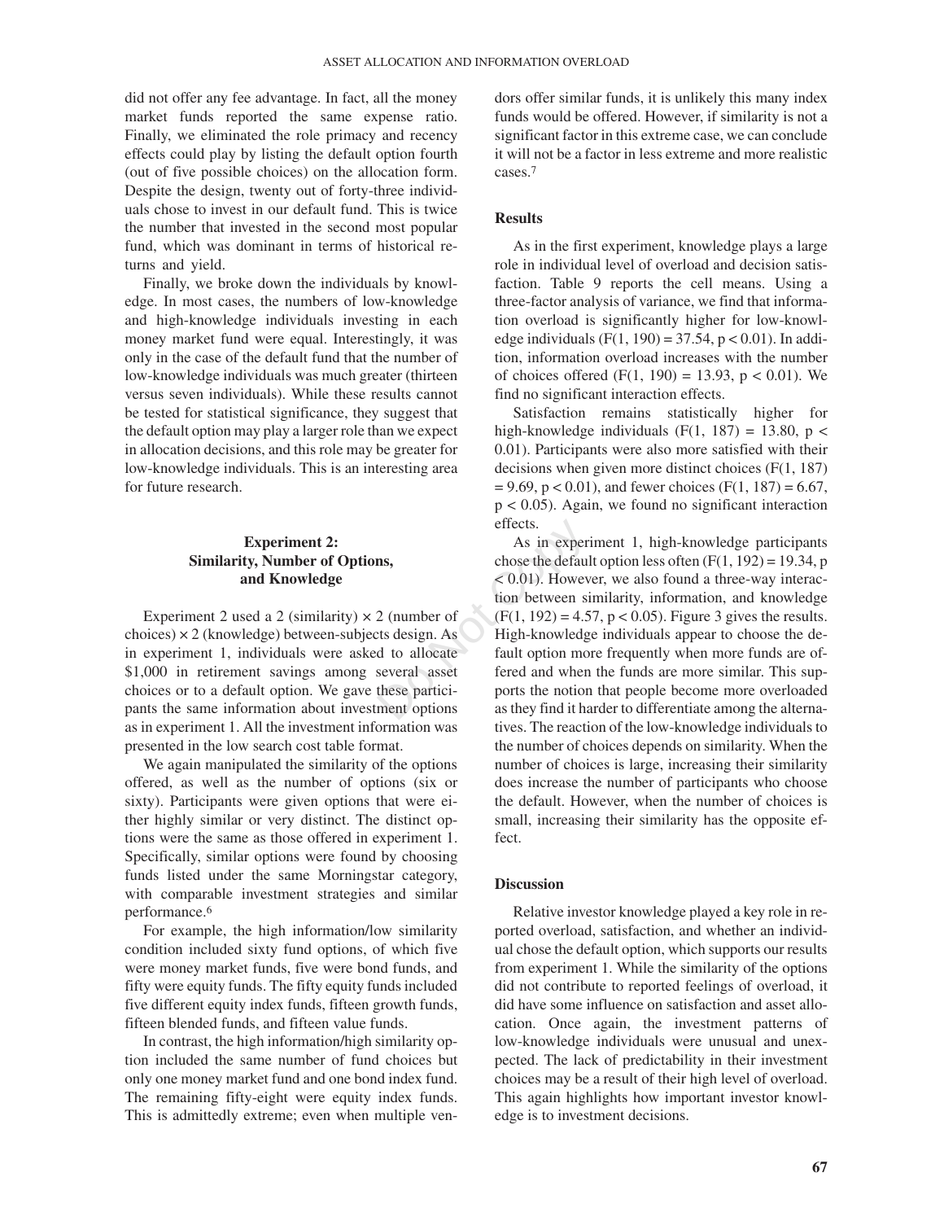did not offer any fee advantage. In fact, all the money market funds reported the same expense ratio. Finally, we eliminated the role primacy and recency effects could play by listing the default option fourth (out of five possible choices) on the allocation form. Despite the design, twenty out of forty-three individuals chose to invest in our default fund. This is twice the number that invested in the second most popular fund, which was dominant in terms of historical returns and yield.

Finally, we broke down the individuals by knowledge. In most cases, the numbers of low-knowledge and high-knowledge individuals investing in each money market fund were equal. Interestingly, it was only in the case of the default fund that the number of low-knowledge individuals was much greater (thirteen versus seven individuals). While these results cannot be tested for statistical significance, they suggest that the default option may play a larger role than we expect in allocation decisions, and this role may be greater for low-knowledge individuals. This is an interesting area for future research.

## Experiment 2: Similarity, Number of Options, and Knowledge

Experiment 2 used a 2 (similarity) × 2 (number of choices) × 2 (knowledge) between-subjects design. As in experiment 1, individuals were asked to allocate \$1,000 in retirement savings among several asset choices or to a default option. We gave these participants the same information about investment options as in experiment 1. All the investment information was presented in the low search cost table format.

We again manipulated the similarity of the options offered, as well as the number of options (six or sixty). Participants were given options that were either highly similar or very distinct. The distinct options were the same as those offered in experiment 1. Specifically, similar options were found by choosing funds listed under the same Morningstar category, with comparable investment strategies and similar performance.[6]

For example, the high information/low similarity condition included sixty fund options, of which five were money market funds, five were bond funds, and fifty were equity funds. The fifty equity funds included five different equity index funds, fifteen growth funds, fifteen blended funds, and fifteen value funds.

In contrast, the high information/high similarity option included the same number of fund choices but only one money market fund and one bond index fund. The remaining fifty-eight were equity index funds. This is admittedly extreme; even when multiple vendors offer similar funds, it is unlikely this many index funds would be offered. However, if similarity is not a significant factor in this extreme case, we can conclude it will not be a factor in less extreme and more realistic cases.[7]

### Results

As in the first experiment, knowledge plays a large role in individual level of overload and decision satisfaction. Table 9 reports the cell means. Using a three-factor analysis of variance, we find that information overload is significantly higher for low-knowledge individuals ($F(1, 190) = 37.54$, $p < 0.01$). In addition, information overload increases with the number of choices offered ($F(1, 190) = 13.93$, $p < 0.01$). We find no significant interaction effects.

Satisfaction remains statistically higher for high-knowledge individuals ($F(1, 187) = 13.80$, $p < 0.01$). Participants were also more satisfied with their decisions when given more distinct choices ($F(1, 187) = 9.69$, $p < 0.01$), and fewer choices ($F(1, 187) = 6.67$, $p < 0.05$). Again, we found no significant interaction effects.

As in experiment 1, high-knowledge participants chose the default option less often ($F(1, 192) = 19.34$, $p < 0.01$). However, we also found a three-way interaction between similarity, information, and knowledge ($F(1, 192) = 4.57$, $p < 0.05$). Figure 3 gives the results. High-knowledge individuals appear to choose the default option more frequently when more funds are offered and when the funds are more similar. This supports the notion that people become more overloaded as they find it harder to differentiate among the alternatives. The reaction of the low-knowledge individuals to the number of choices depends on similarity. When the number of choices is large, increasing their similarity does increase the number of participants who choose the default. However, when the number of choices is small, increasing their similarity has the opposite effect.

### Discussion

Relative investor knowledge played a key role in reported overload, satisfaction, and whether an individual chose the default option, which supports our results from experiment 1. While the similarity of the options did not contribute to reported feelings of overload, it did have some influence on satisfaction and asset allocation. Once again, the investment patterns of low-knowledge individuals were unusual and unexpected. The lack of predictability in their investment choices may be a result of their high level of overload. This again highlights how important investor knowledge is to investment decisions.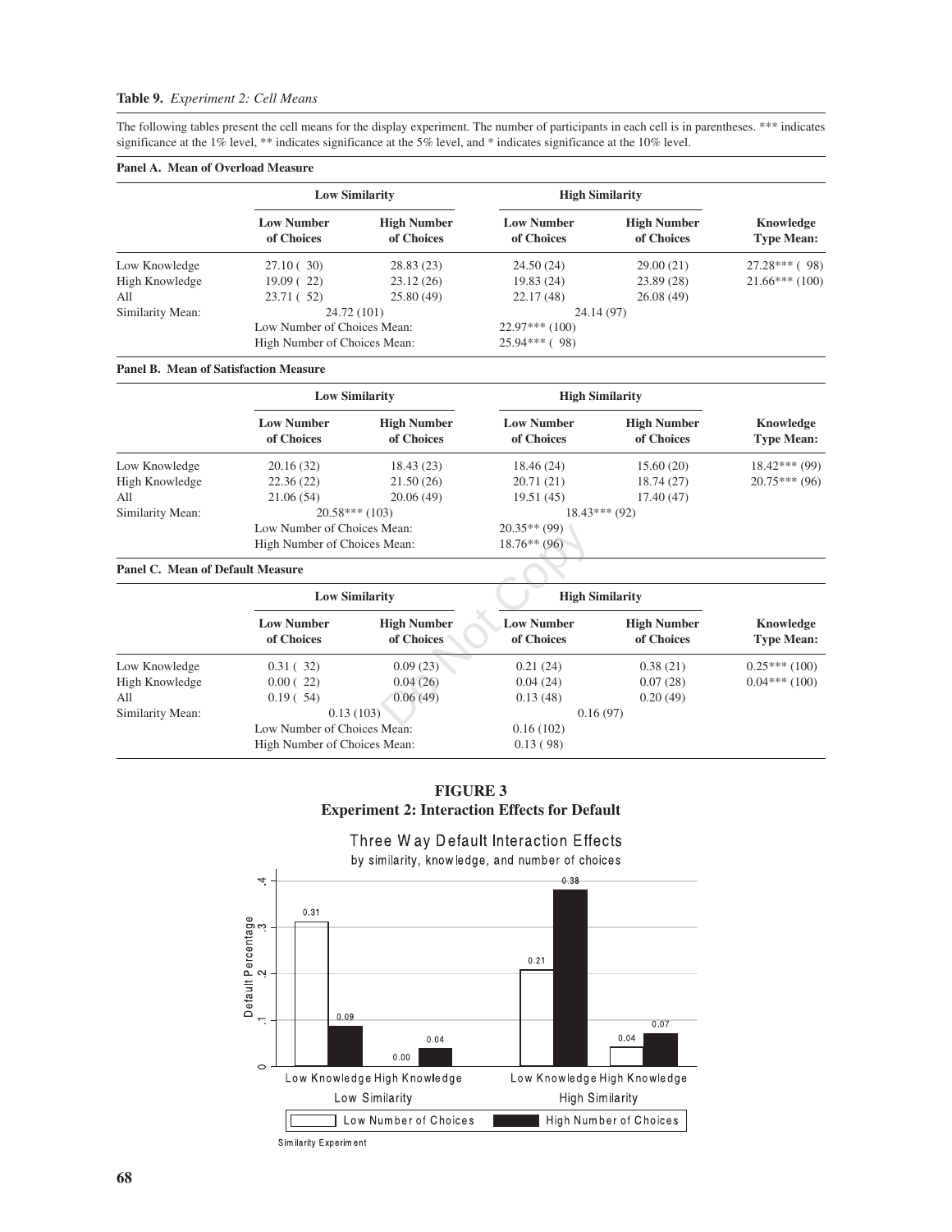**Table 9.** *Experiment 2: Cell Means*

The following tables present the cell means for the display experiment. The number of participants in each cell is in parentheses. *** indicates significance at the 1% level, ** indicates significance at the 5% level, and * indicates significance at the 10% level.

**Panel A. Mean of Overload Measure**

| | Low Similarity | | High Similarity | | |
|---|---|---|---|---|---|
| | Low Number of Choices | High Number of Choices | Low Number of Choices | High Number of Choices | Knowledge Type Mean: |
| Low Knowledge | 27.10 ( 30) | 28.83 (23) | 24.50 (24) | 29.00 (21) | 27.28*** ( 98) |
| High Knowledge | 19.09 ( 22) | 23.12 (26) | 19.83 (24) | 23.89 (28) | 21.66*** (100) |
| All | 23.71 ( 52) | 25.80 (49) | 22.17 (48) | 26.08 (49) | |
| Similarity Mean: | 24.72 (101) | | 24.14 (97) | | |
| | Low Number of Choices Mean: | | 22.97*** (100) | | |
| | High Number of Choices Mean: | | 25.94*** ( 98) | | |

**Panel B. Mean of Satisfaction Measure**

| | Low Similarity | | High Similarity | | |
|---|---|---|---|---|---|
| | Low Number of Choices | High Number of Choices | Low Number of Choices | High Number of Choices | Knowledge Type Mean: |
| Low Knowledge | 20.16 (32) | 18.43 (23) | 18.46 (24) | 15.60 (20) | 18.42*** (99) |
| High Knowledge | 22.36 (22) | 21.50 (26) | 20.71 (21) | 18.74 (27) | 20.75*** (96) |
| All | 21.06 (54) | 20.06 (49) | 19.51 (45) | 17.40 (47) | |
| Similarity Mean: | 20.58*** (103) | | 18.43*** (92) | | |
| | Low Number of Choices Mean: | | 20.35** (99) | | |
| | High Number of Choices Mean: | | 18.76** (96) | | |

**Panel C. Mean of Default Measure**

| | Low Similarity | | High Similarity | | |
|---|---|---|---|---|---|
| | Low Number of Choices | High Number of Choices | Low Number of Choices | High Number of Choices | Knowledge Type Mean: |
| Low Knowledge | 0.31 ( 32) | 0.09 (23) | 0.21 (24) | 0.38 (21) | 0.25*** (100) |
| High Knowledge | 0.00 ( 22) | 0.04 (26) | 0.04 (24) | 0.07 (28) | 0.04*** (100) |
| All | 0.19 ( 54) | 0.06 (49) | 0.13 (48) | 0.20 (49) | |
| Similarity Mean: | 0.13 (103) | | 0.16 (97) | | |
| | Low Number of Choices Mean: | | 0.16 (102) | | |
| | High Number of Choices Mean: | | 0.13 ( 98) | | |

**FIGURE 3**
**Experiment 2: Interaction Effects for Default**

Three Way Default Interaction Effects
by similarity, knowledge, and number of choices

| | Low Similarity | | High Similarity | |
|---|---|---|---|---|
| | Low Knowledge | High Knowledge | Low Knowledge | High Knowledge |
| Low Number of Choices | 0.31 | 0.00 | 0.21 | 0.04 |
| High Number of Choices | 0.09 | 0.04 | 0.38 | 0.07 |

Similarity Experiment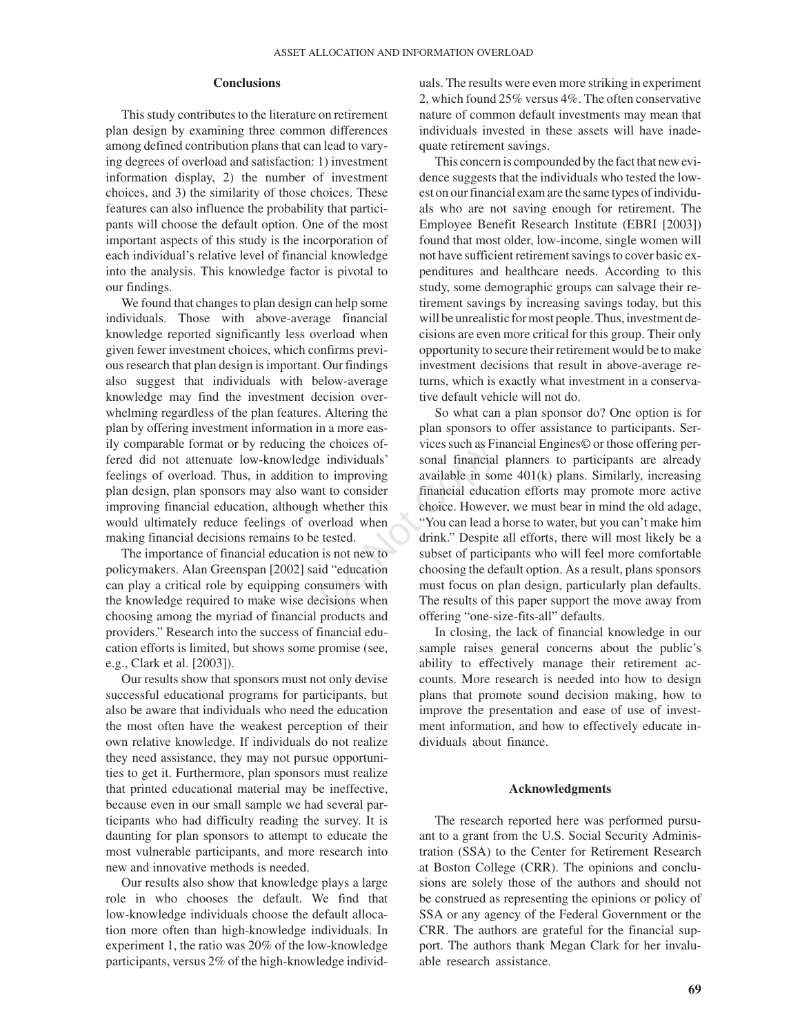## Conclusions

This study contributes to the literature on retirement plan design by examining three common differences among defined contribution plans that can lead to varying degrees of overload and satisfaction: 1) investment information display, 2) the number of investment choices, and 3) the similarity of those choices. These features can also influence the probability that participants will choose the default option. One of the most important aspects of this study is the incorporation of each individual's relative level of financial knowledge into the analysis. This knowledge factor is pivotal to our findings.

We found that changes to plan design can help some individuals. Those with above-average financial knowledge reported significantly less overload when given fewer investment choices, which confirms previous research that plan design is important. Our findings also suggest that individuals with below-average knowledge may find the investment decision overwhelming regardless of the plan features. Altering the plan by offering investment information in a more easily comparable format or by reducing the choices offered did not attenuate low-knowledge individuals' feelings of overload. Thus, in addition to improving plan design, plan sponsors may also want to consider improving financial education, although whether this would ultimately reduce feelings of overload when making financial decisions remains to be tested.

The importance of financial education is not new to policymakers. Alan Greenspan [2002] said "education can play a critical role by equipping consumers with the knowledge required to make wise decisions when choosing among the myriad of financial products and providers." Research into the success of financial education efforts is limited, but shows some promise (see, e.g., Clark et al. [2003]).

Our results show that sponsors must not only devise successful educational programs for participants, but also be aware that individuals who need the education the most often have the weakest perception of their own relative knowledge. If individuals do not realize they need assistance, they may not pursue opportunities to get it. Furthermore, plan sponsors must realize that printed educational material may be ineffective, because even in our small sample we had several participants who had difficulty reading the survey. It is daunting for plan sponsors to attempt to educate the most vulnerable participants, and more research into new and innovative methods is needed.

Our results also show that knowledge plays a large role in who chooses the default. We find that low-knowledge individuals choose the default allocation more often than high-knowledge individuals. In experiment 1, the ratio was 20% of the low-knowledge participants, versus 2% of the high-knowledge individuals. The results were even more striking in experiment 2, which found 25% versus 4%. The often conservative nature of common default investments may mean that individuals invested in these assets will have inadequate retirement savings.

This concern is compounded by the fact that new evidence suggests that the individuals who tested the lowest on our financial exam are the same types of individuals who are not saving enough for retirement. The Employee Benefit Research Institute (EBRI [2003]) found that most older, low-income, single women will not have sufficient retirement savings to cover basic expenditures and healthcare needs. According to this study, some demographic groups can salvage their retirement savings by increasing savings today, but this will be unrealistic for most people. Thus, investment decisions are even more critical for this group. Their only opportunity to secure their retirement would be to make investment decisions that result in above-average returns, which is exactly what investment in a conservative default vehicle will not do.

So what can a plan sponsor do? One option is for plan sponsors to offer assistance to participants. Services such as Financial Engines© or those offering personal financial planners to participants are already available in some 401(k) plans. Similarly, increasing financial education efforts may promote more active choice. However, we must bear in mind the old adage, "You can lead a horse to water, but you can't make him drink." Despite all efforts, there will most likely be a subset of participants who will feel more comfortable choosing the default option. As a result, plans sponsors must focus on plan design, particularly plan defaults. The results of this paper support the move away from offering "one-size-fits-all" defaults.

In closing, the lack of financial knowledge in our sample raises general concerns about the public's ability to effectively manage their retirement accounts. More research is needed into how to design plans that promote sound decision making, how to improve the presentation and ease of use of investment information, and how to effectively educate individuals about finance.

## Acknowledgments

The research reported here was performed pursuant to a grant from the U.S. Social Security Administration (SSA) to the Center for Retirement Research at Boston College (CRR). The opinions and conclusions are solely those of the authors and should not be construed as representing the opinions or policy of SSA or any agency of the Federal Government or the CRR. The authors are grateful for the financial support. The authors thank Megan Clark for her invaluable research assistance.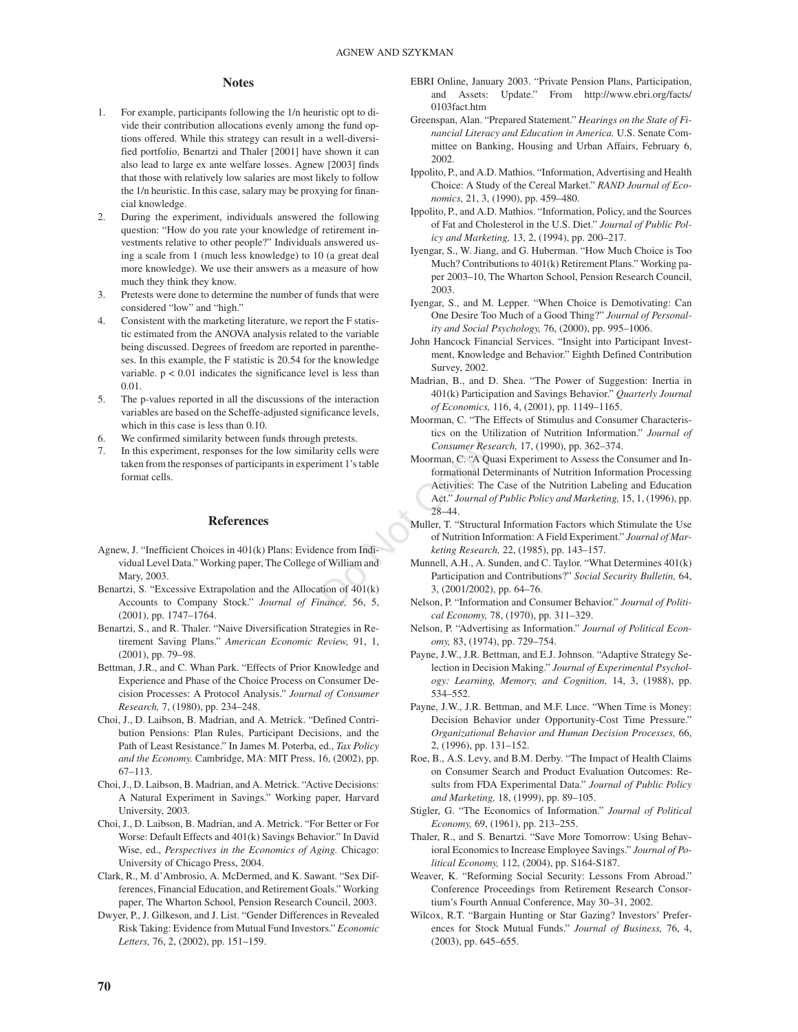## Notes

1. For example, participants following the 1/n heuristic opt to divide their contribution allocations evenly among the fund options offered. While this strategy can result in a well-diversified portfolio, Benartzi and Thaler [2001] have shown it can also lead to large ex ante welfare losses. Agnew [2003] finds that those with relatively low salaries are most likely to follow the 1/n heuristic. In this case, salary may be proxying for financial knowledge.
2. During the experiment, individuals answered the following question: "How do you rate your knowledge of retirement investments relative to other people?" Individuals answered using a scale from 1 (much less knowledge) to 10 (a great deal more knowledge). We use their answers as a measure of how much they think they know.
3. Pretests were done to determine the number of funds that were considered "low" and "high."
4. Consistent with the marketing literature, we report the F statistic estimated from the ANOVA analysis related to the variable being discussed. Degrees of freedom are reported in parentheses. In this example, the F statistic is 20.54 for the knowledge variable. $p < 0.01$ indicates the significance level is less than 0.01.
5. The p-values reported in all the discussions of the interaction variables are based on the Scheffe-adjusted significance levels, which in this case is less than 0.10.
6. We confirmed similarity between funds through pretests.
7. In this experiment, responses for the low similarity cells were taken from the responses of participants in experiment 1's table format cells.

## References

Agnew, J. "Inefficient Choices in 401(k) Plans: Evidence from Individual Level Data." Working paper, The College of William and Mary, 2003.

Benartzi, S. "Excessive Extrapolation and the Allocation of 401(k) Accounts to Company Stock." *Journal of Finance,* 56, 5, (2001), pp. 1747–1764.

Benartzi, S., and R. Thaler. "Naive Diversification Strategies in Retirement Saving Plans." *American Economic Review,* 91, 1, (2001), pp. 79–98.

Bettman, J.R., and C. Whan Park. "Effects of Prior Knowledge and Experience and Phase of the Choice Process on Consumer Decision Processes: A Protocol Analysis." *Journal of Consumer Research,* 7, (1980), pp. 234–248.

Choi, J., D. Laibson, B. Madrian, and A. Metrick. "Defined Contribution Pensions: Plan Rules, Participant Decisions, and the Path of Least Resistance." In James M. Poterba, ed., *Tax Policy and the Economy.* Cambridge, MA: MIT Press, 16, (2002), pp. 67–113.

Choi, J., D. Laibson, B. Madrian, and A. Metrick. "Active Decisions: A Natural Experiment in Savings." Working paper, Harvard University, 2003.

Choi, J., D. Laibson, B. Madrian, and A. Metrick. "For Better or For Worse: Default Effects and 401(k) Savings Behavior." In David Wise, ed., *Perspectives in the Economics of Aging.* Chicago: University of Chicago Press, 2004.

Clark, R., M. d'Ambrosio, A. McDermed, and K. Sawant. "Sex Differences, Financial Education, and Retirement Goals." Working paper, The Wharton School, Pension Research Council, 2003.

Dwyer, P., J. Gilkeson, and J. List. "Gender Differences in Revealed Risk Taking: Evidence from Mutual Fund Investors." *Economic Letters,* 76, 2, (2002), pp. 151–159.

EBRI Online, January 2003. "Private Pension Plans, Participation, and Assets: Update." From http://www.ebri.org/facts/0103fact.htm

Greenspan, Alan. "Prepared Statement." *Hearings on the State of Financial Literacy and Education in America.* U.S. Senate Committee on Banking, Housing and Urban Affairs, February 6, 2002.

Ippolito, P., and A.D. Mathios. "Information, Advertising and Health Choice: A Study of the Cereal Market." *RAND Journal of Economics,* 21, 3, (1990), pp. 459–480.

Ippolito, P., and A.D. Mathios. "Information, Policy, and the Sources of Fat and Cholesterol in the U.S. Diet." *Journal of Public Policy and Marketing,* 13, 2, (1994), pp. 200–217.

Iyengar, S., W. Jiang, and G. Huberman. "How Much Choice is Too Much? Contributions to 401(k) Retirement Plans." Working paper 2003–10, The Wharton School, Pension Research Council, 2003.

Iyengar, S., and M. Lepper. "When Choice is Demotivating: Can One Desire Too Much of a Good Thing?" *Journal of Personality and Social Psychology,* 76, (2000), pp. 995–1006.

John Hancock Financial Services. "Insight into Participant Investment, Knowledge and Behavior." Eighth Defined Contribution Survey, 2002.

Madrian, B., and D. Shea. "The Power of Suggestion: Inertia in 401(k) Participation and Savings Behavior." *Quarterly Journal of Economics,* 116, 4, (2001), pp. 1149–1165.

Moorman, C. "The Effects of Stimulus and Consumer Characteristics on the Utilization of Nutrition Information." *Journal of Consumer Research,* 17, (1990), pp. 362–374.

Moorman, C. "A Quasi Experiment to Assess the Consumer and Informational Determinants of Nutrition Information Processing Activities: The Case of the Nutrition Labeling and Education Act." *Journal of Public Policy and Marketing,* 15, 1, (1996), pp. 28–44.

Muller, T. "Structural Information Factors which Stimulate the Use of Nutrition Information: A Field Experiment." *Journal of Marketing Research,* 22, (1985), pp. 143–157.

Munnell, A.H., A. Sunden, and C. Taylor. "What Determines 401(k) Participation and Contributions?" *Social Security Bulletin,* 64, 3, (2001/2002), pp. 64–76.

Nelson, P. "Information and Consumer Behavior." *Journal of Political Economy,* 78, (1970), pp. 311–329.

Nelson, P. "Advertising as Information." *Journal of Political Economy,* 83, (1974), pp. 729–754.

Payne, J.W., J.R. Bettman, and E.J. Johnson. "Adaptive Strategy Selection in Decision Making." *Journal of Experimental Psychology: Learning, Memory, and Cognition,* 14, 3, (1988), pp. 534–552.

Payne, J.W., J.R. Bettman, and M.F. Luce. "When Time is Money: Decision Behavior under Opportunity-Cost Time Pressure." *Organizational Behavior and Human Decision Processes,* 66, 2, (1996), pp. 131–152.

Roe, B., A.S. Levy, and B.M. Derby. "The Impact of Health Claims on Consumer Search and Product Evaluation Outcomes: Results from FDA Experimental Data." *Journal of Public Policy and Marketing,* 18, (1999), pp. 89–105.

Stigler, G. "The Economics of Information." *Journal of Political Economy,* 69, (1961), pp. 213–255.

Thaler, R., and S. Benartzi. "Save More Tomorrow: Using Behavioral Economics to Increase Employee Savings." *Journal of Political Economy,* 112, (2004), pp. S164-S187.

Weaver, K. "Reforming Social Security: Lessons From Abroad." Conference Proceedings from Retirement Research Consortium's Fourth Annual Conference, May 30–31, 2002.

Wilcox, R.T. "Bargain Hunting or Star Gazing? Investors' Preferences for Stock Mutual Funds." *Journal of Business,* 76, 4, (2003), pp. 645–655.